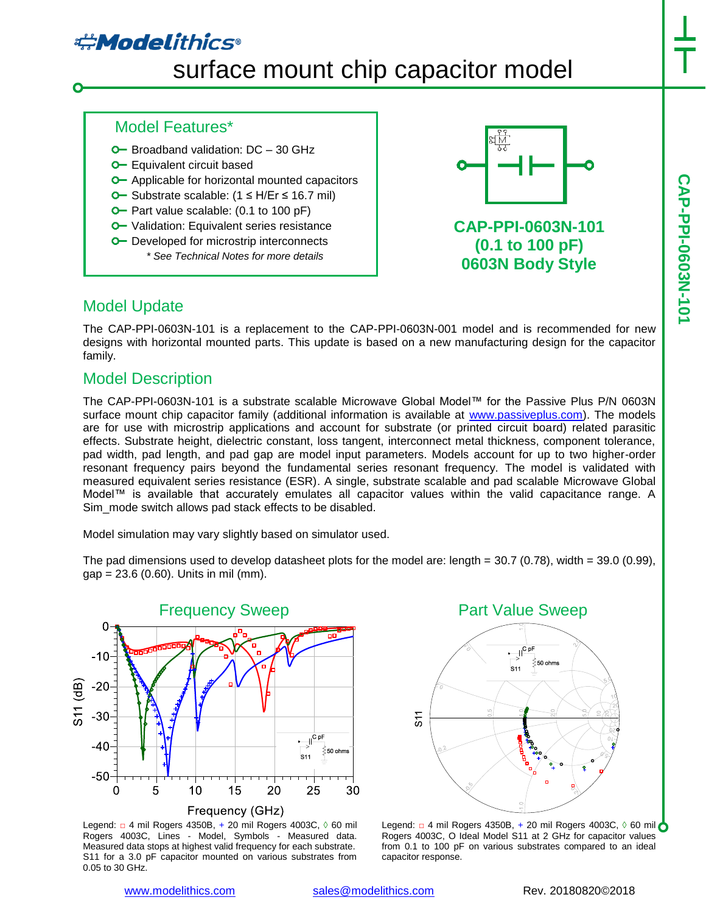# Modelithics®

# surface mount chip capacitor model

## Model Features*

- Broadband validation: DC – 30 GHz
- Equivalent circuit based
- Applicable for horizontal mounted capacitors
- Substrate scalable: (1 ≤ H/Er ≤ 16.7 mil)
- Part value scalable: (0.1 to 100 pF)
- Validation: Equivalent series resistance
- Developed for microstrip interconnects

*\* See Technical Notes for more details*

**CAP-PPI-0603N-101**
**(0.1 to 100 pF)**
**0603N Body Style**

## Model Update

The CAP-PPI-0603N-101 is a replacement to the CAP-PPI-0603N-001 model and is recommended for new designs with horizontal mounted parts. This update is based on a new manufacturing design for the capacitor family.

## Model Description

The CAP-PPI-0603N-101 is a substrate scalable Microwave Global Model™ for the Passive Plus P/N 0603N surface mount chip capacitor family (additional information is available at www.passiveplus.com). The models are for use with microstrip applications and account for substrate (or printed circuit board) related parasitic effects. Substrate height, dielectric constant, loss tangent, interconnect metal thickness, component tolerance, pad width, pad length, and pad gap are model input parameters. Models account for up to two higher-order resonant frequency pairs beyond the fundamental series resonant frequency. The model is validated with measured equivalent series resistance (ESR). A single, substrate scalable and pad scalable Microwave Global Model™ is available that accurately emulates all capacitor values within the valid capacitance range. A Sim_mode switch allows pad stack effects to be disabled.

Model simulation may vary slightly based on simulator used.

The pad dimensions used to develop datasheet plots for the model are: length = 30.7 (0.78), width = 39.0 (0.99), gap = 23.6 (0.60). Units in mil (mm).

### Frequency Sweep

Legend: □ 4 mil Rogers 4350B, + 20 mil Rogers 4003C, ◊ 60 mil Rogers 4003C, Lines - Model, Symbols - Measured data. Measured data stops at highest valid frequency for each substrate. S11 for a 3.0 pF capacitor mounted on various substrates from 0.05 to 30 GHz.

### Part Value Sweep

Legend: □ 4 mil Rogers 4350B, + 20 mil Rogers 4003C, ◊ 60 mil Rogers 4003C, O Ideal Model S11 at 2 GHz for capacitor values from 0.1 to 100 pF on various substrates compared to an ideal capacitor response.

www.modelithics.com sales@modelithics.com Rev. 20180820©2018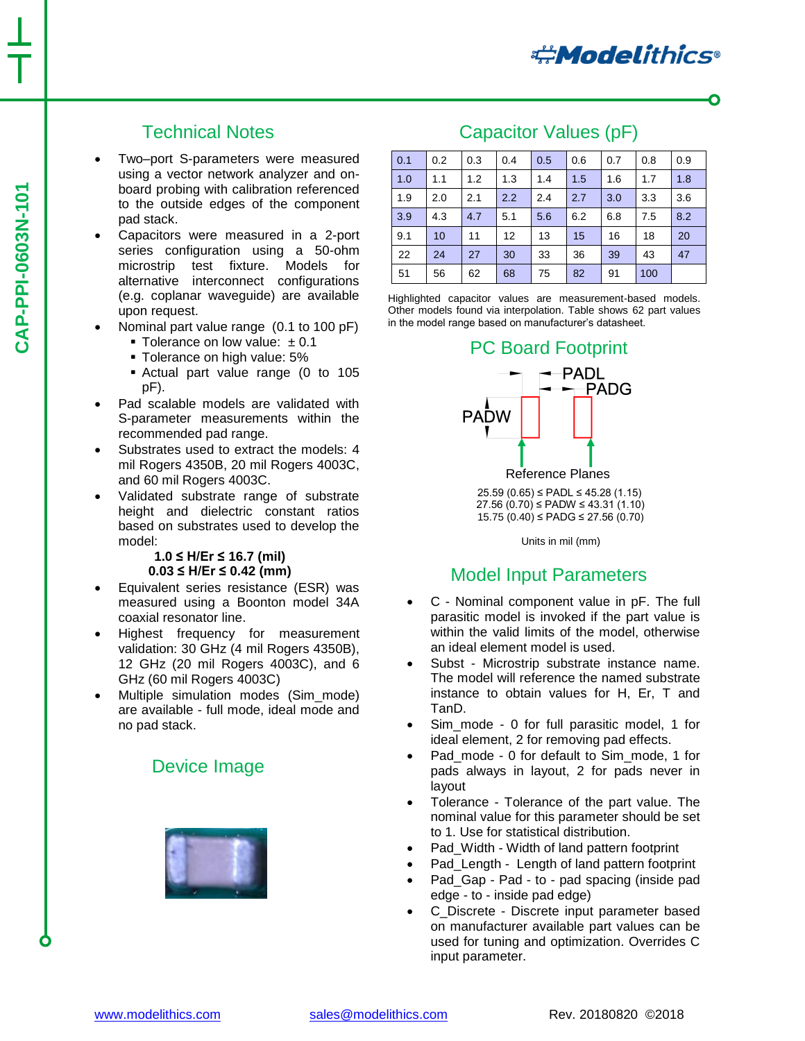CAP-PPI-0603N-101

## Technical Notes

- Two–port S-parameters were measured using a vector network analyzer and on-board probing with calibration referenced to the outside edges of the component pad stack.
- Capacitors were measured in a 2-port series configuration using a 50-ohm microstrip test fixture. Models for alternative interconnect configurations (e.g. coplanar waveguide) are available upon request.
- Nominal part value range (0.1 to 100 pF)
  - Tolerance on low value: ± 0.1
  - Tolerance on high value: 5%
  - Actual part value range (0 to 105 pF).
- Pad scalable models are validated with S-parameter measurements within the recommended pad range.
- Substrates used to extract the models: 4 mil Rogers 4350B, 20 mil Rogers 4003C, and 60 mil Rogers 4003C.
- Validated substrate range of substrate height and dielectric constant ratios based on substrates used to develop the model:

  **1.0 ≤ H/Er ≤ 16.7 (mil)**

  **0.03 ≤ H/Er ≤ 0.42 (mm)**
- Equivalent series resistance (ESR) was measured using a Boonton model 34A coaxial resonator line.
- Highest frequency for measurement validation: 30 GHz (4 mil Rogers 4350B), 12 GHz (20 mil Rogers 4003C), and 6 GHz (60 mil Rogers 4003C)
- Multiple simulation modes (Sim_mode) are available - full mode, ideal mode and no pad stack.

## Device Image

## Capacitor Values (pF)

| | | | | | | | | |
|---|---|---|---|---|---|---|---|---|
| 0.1 | 0.2 | 0.3 | 0.4 | 0.5 | 0.6 | 0.7 | 0.8 | 0.9 |
| 1.0 | 1.1 | 1.2 | 1.3 | 1.4 | 1.5 | 1.6 | 1.7 | 1.8 |
| 1.9 | 2.0 | 2.1 | 2.2 | 2.4 | 2.7 | 3.0 | 3.3 | 3.6 |
| 3.9 | 4.3 | 4.7 | 5.1 | 5.6 | 6.2 | 6.8 | 7.5 | 8.2 |
| 9.1 | 10 | 11 | 12 | 13 | 15 | 16 | 18 | 20 |
| 22 | 24 | 27 | 30 | 33 | 36 | 39 | 43 | 47 |
| 51 | 56 | 62 | 68 | 75 | 82 | 91 | 100 | |

Highlighted capacitor values are measurement-based models. Other models found via interpolation. Table shows 62 part values in the model range based on manufacturer's datasheet.

## PC Board Footprint

PADL, PADG, PADW, Reference Planes

25.59 (0.65) ≤ PADL ≤ 45.28 (1.15)
27.56 (0.70) ≤ PADW ≤ 43.31 (1.10)
15.75 (0.40) ≤ PADG ≤ 27.56 (0.70)

Units in mil (mm)

## Model Input Parameters

- C - Nominal component value in pF. The full parasitic model is invoked if the part value is within the valid limits of the model, otherwise an ideal element model is used.
- Subst - Microstrip substrate instance name. The model will reference the named substrate instance to obtain values for H, Er, T and TanD.
- Sim_mode - 0 for full parasitic model, 1 for ideal element, 2 for removing pad effects.
- Pad_mode - 0 for default to Sim_mode, 1 for pads always in layout, 2 for pads never in layout
- Tolerance - Tolerance of the part value. The nominal value for this parameter should be set to 1. Use for statistical distribution.
- Pad_Width - Width of land pattern footprint
- Pad_Length - Length of land pattern footprint
- Pad_Gap - Pad - to - pad spacing (inside pad edge - to - inside pad edge)
- C_Discrete - Discrete input parameter based on manufacturer available part values can be used for tuning and optimization. Overrides C input parameter.

www.modelithics.com sales@modelithics.com Rev. 20180820 ©2018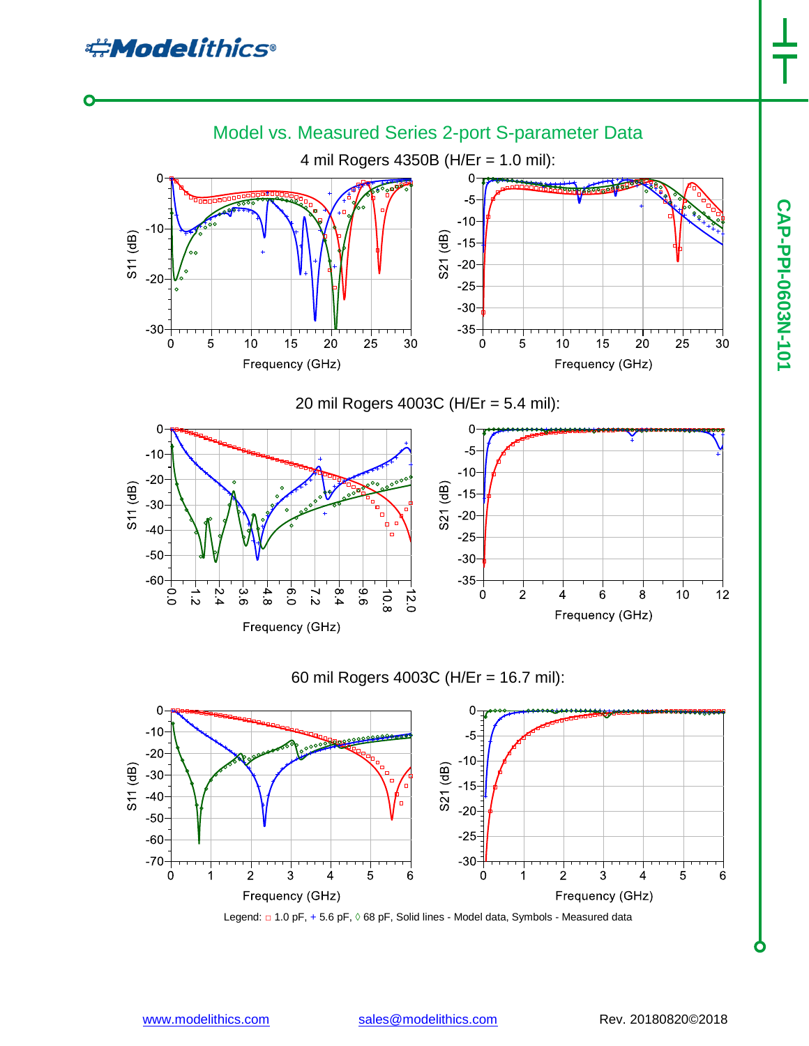# Model vs. Measured Series 2-port S-parameter Data

## 4 mil Rogers 4350B (H/Er = 1.0 mil):

## 20 mil Rogers 4003C (H/Er = 5.4 mil):

## 60 mil Rogers 4003C (H/Er = 16.7 mil):

Legend: □ 1.0 pF, + 5.6 pF, ◊ 68 pF, Solid lines - Model data, Symbols - Measured data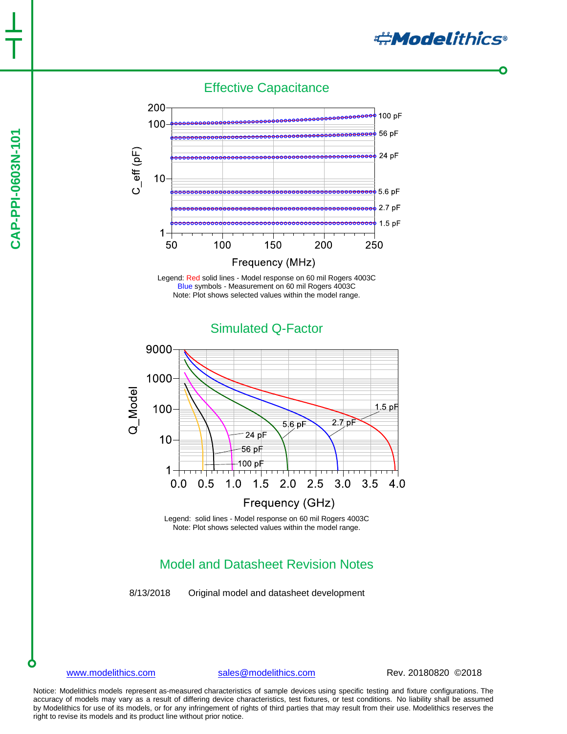## Effective Capacitance

Legend: Red solid lines - Model response on 60 mil Rogers 4003C
Blue symbols - Measurement on 60 mil Rogers 4003C
Note: Plot shows selected values within the model range.

## Simulated Q-Factor

Legend: solid lines - Model response on 60 mil Rogers 4003C
Note: Plot shows selected values within the model range.

## Model and Datasheet Revision Notes

8/13/2018 Original model and datasheet development

[www.modelithics.com](http://www.modelithics.com) [sales@modelithics.com](mailto:sales@modelithics.com) Rev. 20180820 ©2018

Notice: Modelithics models represent as-measured characteristics of sample devices using specific testing and fixture configurations. The accuracy of models may vary as a result of differing device characteristics, test fixtures, or test conditions. No liability shall be assumed by Modelithics for use of its models, or for any infringement of rights of third parties that may result from their use. Modelithics reserves the right to revise its models and its product line without prior notice.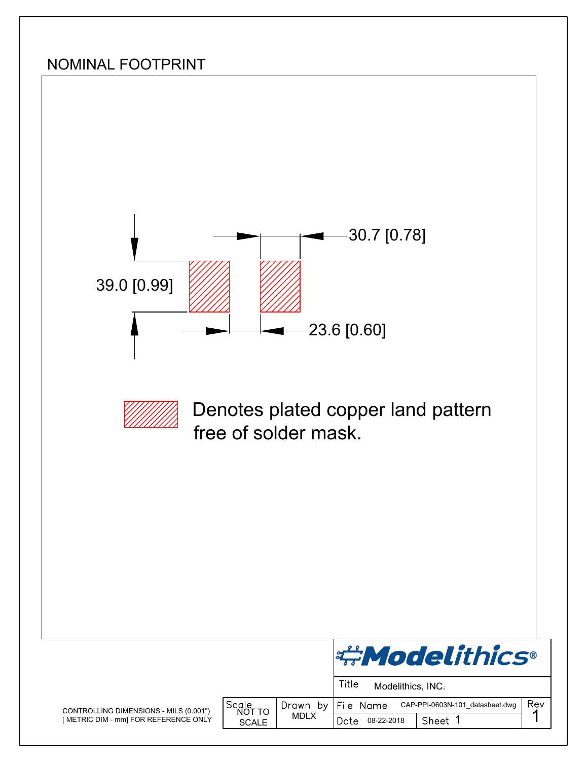## NOMINAL FOOTPRINT

30.7 [0.78]

39.0 [0.99]

23.6 [0.60]

Denotes plated copper land pattern free of solder mask.

CONTROLLING DIMENSIONS - MILS (0.001")
[ METRIC DIM - mm] FOR REFERENCE ONLY

| | | | |
|---|---|---|---|
| Scale NOT TO SCALE | Drawn by MDLX | Title: Modelithics, INC. File Name: CAP-PPI-0603N-101_datasheet.dwg Date: 08-22-2018 Sheet 1 | Rev 1 |

Modelithics®